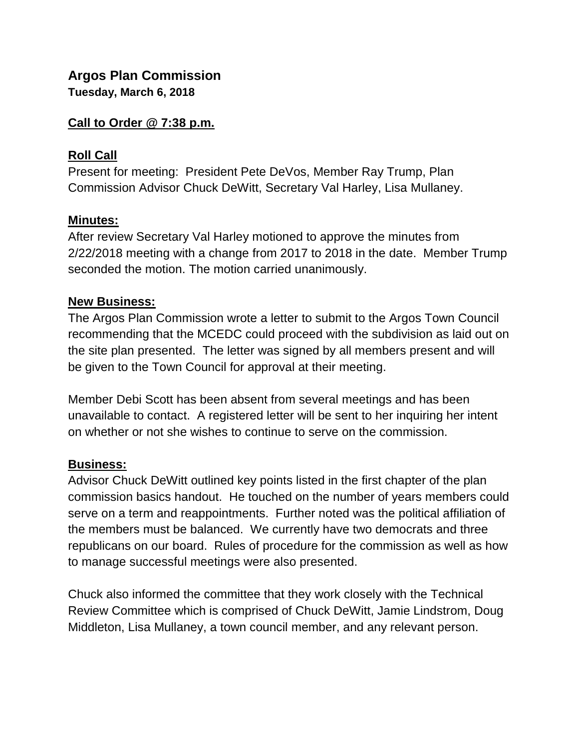# Argos Plan Commission

**Tuesday, March 6, 2018**

**Call to Order @ 7:38 p.m.**

**Roll Call**

Present for meeting: President Pete DeVos, Member Ray Trump, Plan Commission Advisor Chuck DeWitt, Secretary Val Harley, Lisa Mullaney.

**Minutes:**

After review Secretary Val Harley motioned to approve the minutes from 2/22/2018 meeting with a change from 2017 to 2018 in the date. Member Trump seconded the motion. The motion carried unanimously.

**New Business:**

The Argos Plan Commission wrote a letter to submit to the Argos Town Council recommending that the MCEDC could proceed with the subdivision as laid out on the site plan presented. The letter was signed by all members present and will be given to the Town Council for approval at their meeting.

Member Debi Scott has been absent from several meetings and has been unavailable to contact. A registered letter will be sent to her inquiring her intent on whether or not she wishes to continue to serve on the commission.

**Business:**

Advisor Chuck DeWitt outlined key points listed in the first chapter of the plan commission basics handout. He touched on the number of years members could serve on a term and reappointments. Further noted was the political affiliation of the members must be balanced. We currently have two democrats and three republicans on our board. Rules of procedure for the commission as well as how to manage successful meetings were also presented.

Chuck also informed the committee that they work closely with the Technical Review Committee which is comprised of Chuck DeWitt, Jamie Lindstrom, Doug Middleton, Lisa Mullaney, a town council member, and any relevant person.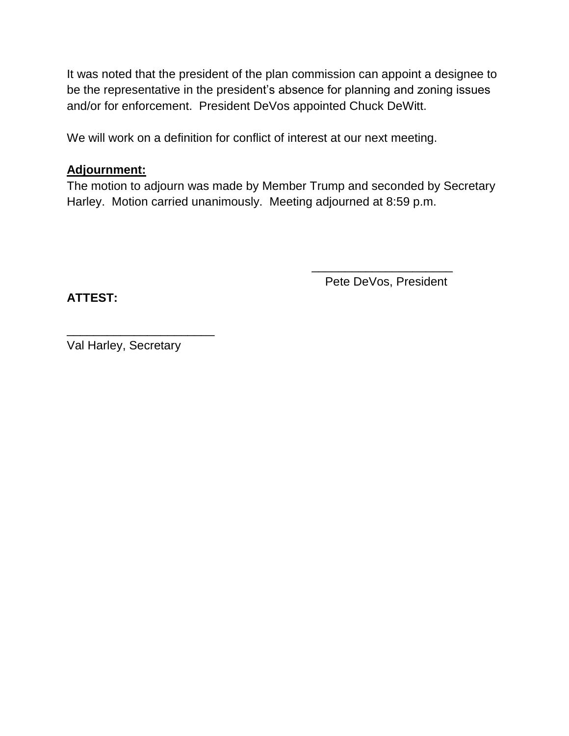It was noted that the president of the plan commission can appoint a designee to be the representative in the president's absence for planning and zoning issues and/or for enforcement. President DeVos appointed Chuck DeWitt.

We will work on a definition for conflict of interest at our next meeting.

**Adjournment:**

The motion to adjourn was made by Member Trump and seconded by Secretary Harley. Motion carried unanimously. Meeting adjourned at 8:59 p.m.

_____________________

Pete DeVos, President

**ATTEST:**

______________________

Val Harley, Secretary